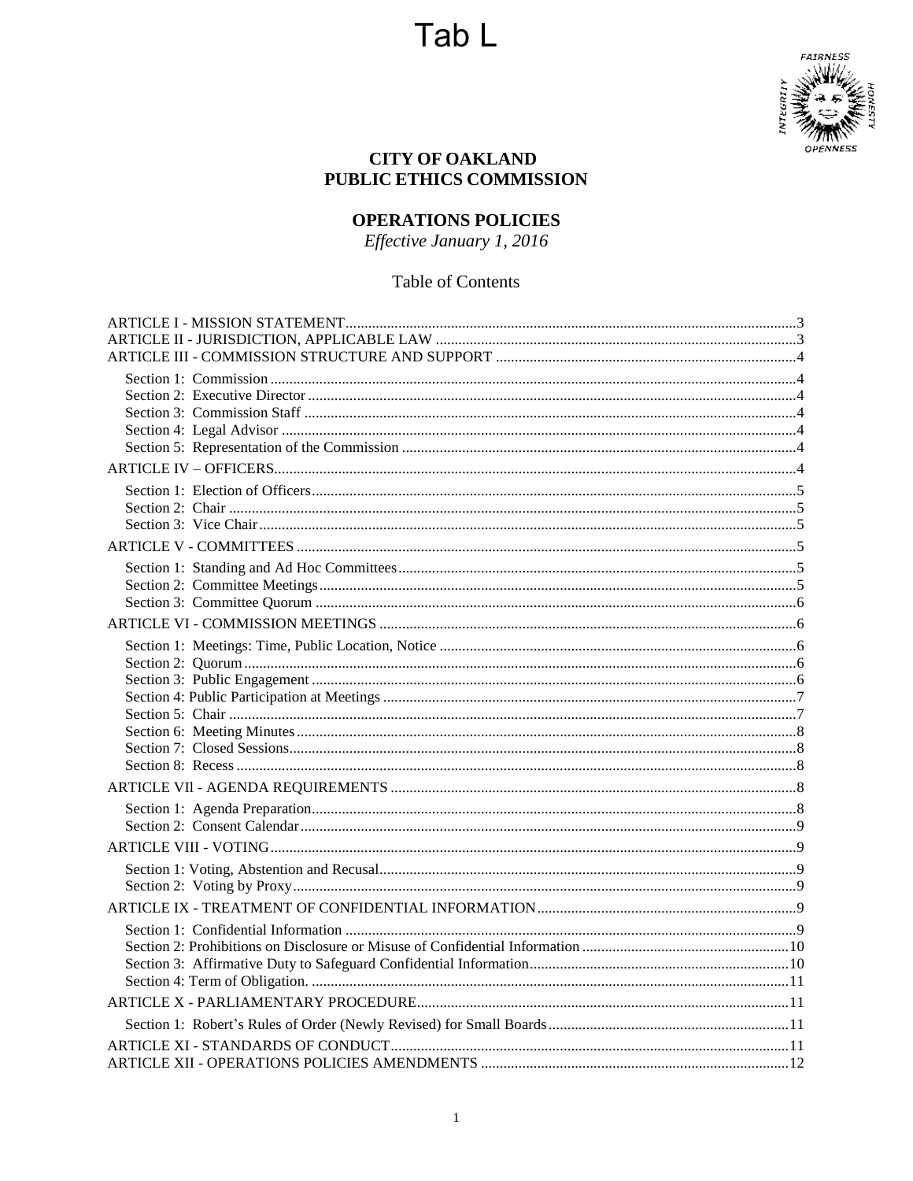# Tab L

## CITY OF OAKLAND
## PUBLIC ETHICS COMMISSION

### OPERATIONS POLICIES

*Effective January 1, 2016*

Table of Contents

ARTICLE I - MISSION STATEMENT .....3
ARTICLE II - JURISDICTION, APPLICABLE LAW .....3
ARTICLE III - COMMISSION STRUCTURE AND SUPPORT .....4

- Section 1: Commission .....4
- Section 2: Executive Director .....4
- Section 3: Commission Staff .....4
- Section 4: Legal Advisor .....4
- Section 5: Representation of the Commission .....4

ARTICLE IV – OFFICERS .....4

- Section 1: Election of Officers .....5
- Section 2: Chair .....5
- Section 3: Vice Chair .....5

ARTICLE V - COMMITTEES .....5

- Section 1: Standing and Ad Hoc Committees .....5
- Section 2: Committee Meetings .....5
- Section 3: Committee Quorum .....6

ARTICLE VI - COMMISSION MEETINGS .....6

- Section 1: Meetings: Time, Public Location, Notice .....6
- Section 2: Quorum .....6
- Section 3: Public Engagement .....6
- Section 4: Public Participation at Meetings .....7
- Section 5: Chair .....7
- Section 6: Meeting Minutes .....8
- Section 7: Closed Sessions .....8
- Section 8: Recess .....8

ARTICLE VIl - AGENDA REQUIREMENTS .....8

- Section 1: Agenda Preparation .....8
- Section 2: Consent Calendar .....9

ARTICLE VIII - VOTING .....9

- Section 1: Voting, Abstention and Recusal .....9
- Section 2: Voting by Proxy .....9

ARTICLE IX - TREATMENT OF CONFIDENTIAL INFORMATION .....9

- Section 1: Confidential Information .....9
- Section 2: Prohibitions on Disclosure or Misuse of Confidential Information .....10
- Section 3: Affirmative Duty to Safeguard Confidential Information .....10
- Section 4: Term of Obligation. .....11

ARTICLE X - PARLIAMENTARY PROCEDURE .....11

- Section 1: Robert's Rules of Order (Newly Revised) for Small Boards .....11

ARTICLE XI - STANDARDS OF CONDUCT .....11
ARTICLE XII - OPERATIONS POLICIES AMENDMENTS .....12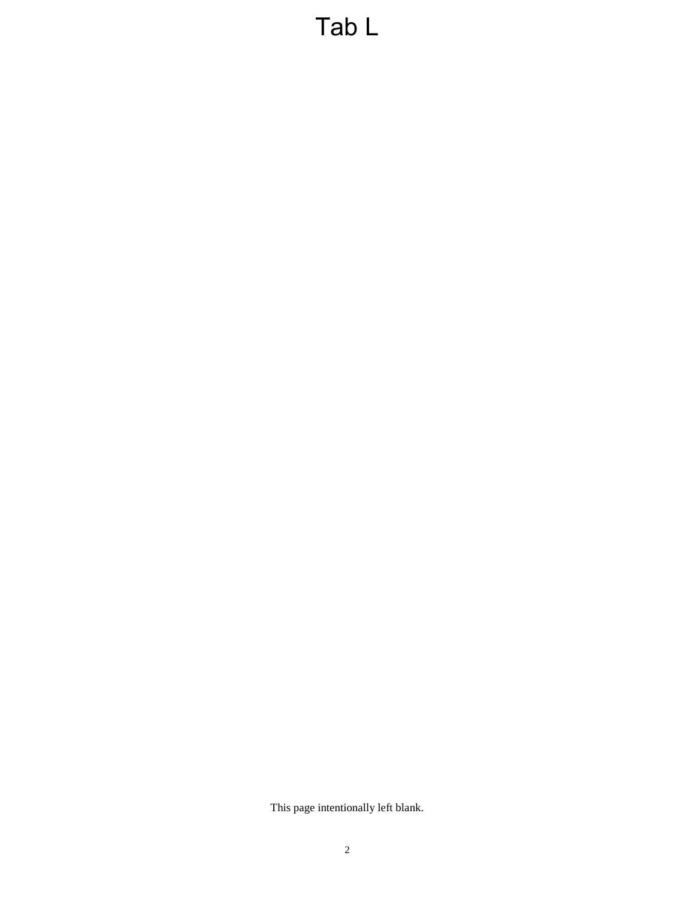# Tab L

This page intentionally left blank.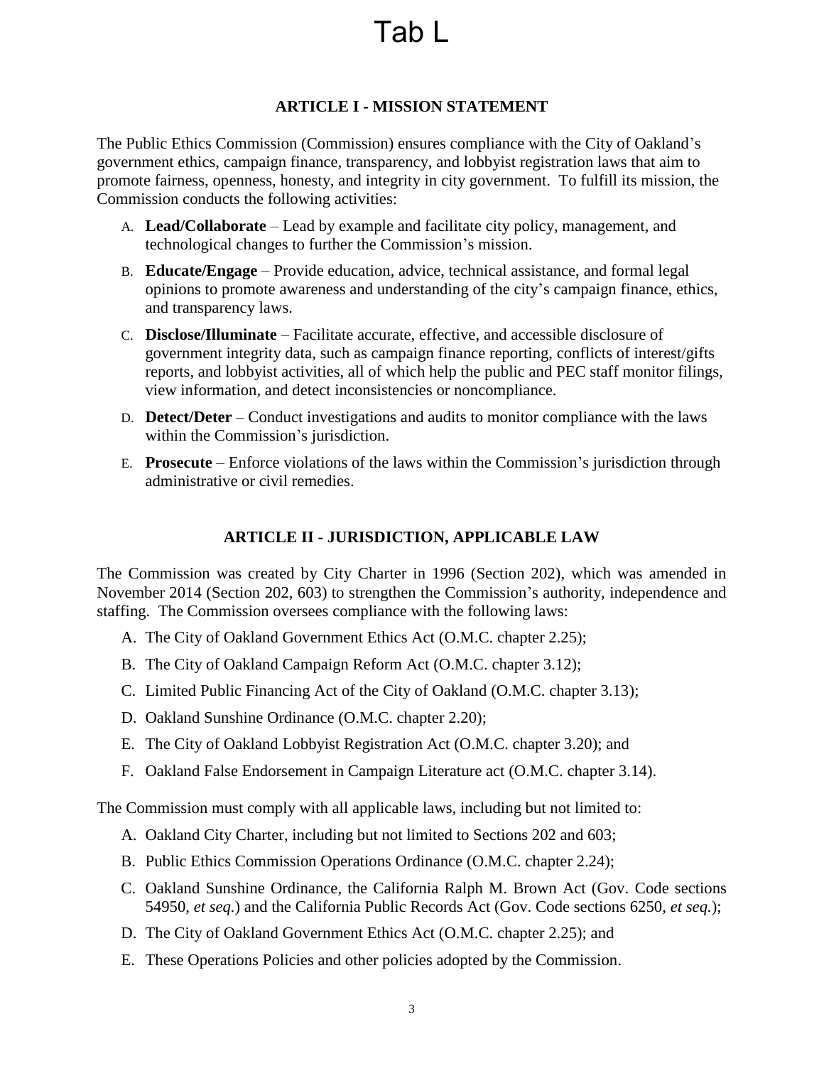# Tab L

## ARTICLE I - MISSION STATEMENT

The Public Ethics Commission (Commission) ensures compliance with the City of Oakland's government ethics, campaign finance, transparency, and lobbyist registration laws that aim to promote fairness, openness, honesty, and integrity in city government. To fulfill its mission, the Commission conducts the following activities:

A. **Lead/Collaborate** – Lead by example and facilitate city policy, management, and technological changes to further the Commission's mission.

B. **Educate/Engage** – Provide education, advice, technical assistance, and formal legal opinions to promote awareness and understanding of the city's campaign finance, ethics, and transparency laws.

C. **Disclose/Illuminate** – Facilitate accurate, effective, and accessible disclosure of government integrity data, such as campaign finance reporting, conflicts of interest/gifts reports, and lobbyist activities, all of which help the public and PEC staff monitor filings, view information, and detect inconsistencies or noncompliance.

D. **Detect/Deter** – Conduct investigations and audits to monitor compliance with the laws within the Commission's jurisdiction.

E. **Prosecute** – Enforce violations of the laws within the Commission's jurisdiction through administrative or civil remedies.

## ARTICLE II - JURISDICTION, APPLICABLE LAW

The Commission was created by City Charter in 1996 (Section 202), which was amended in November 2014 (Section 202, 603) to strengthen the Commission's authority, independence and staffing. The Commission oversees compliance with the following laws:

A. The City of Oakland Government Ethics Act (O.M.C. chapter 2.25);

B. The City of Oakland Campaign Reform Act (O.M.C. chapter 3.12);

C. Limited Public Financing Act of the City of Oakland (O.M.C. chapter 3.13);

D. Oakland Sunshine Ordinance (O.M.C. chapter 2.20);

E. The City of Oakland Lobbyist Registration Act (O.M.C. chapter 3.20); and

F. Oakland False Endorsement in Campaign Literature act (O.M.C. chapter 3.14).

The Commission must comply with all applicable laws, including but not limited to:

A. Oakland City Charter, including but not limited to Sections 202 and 603;

B. Public Ethics Commission Operations Ordinance (O.M.C. chapter 2.24);

C. Oakland Sunshine Ordinance, the California Ralph M. Brown Act (Gov. Code sections 54950, *et seq.*) and the California Public Records Act (Gov. Code sections 6250, *et seq.*);

D. The City of Oakland Government Ethics Act (O.M.C. chapter 2.25); and

E. These Operations Policies and other policies adopted by the Commission.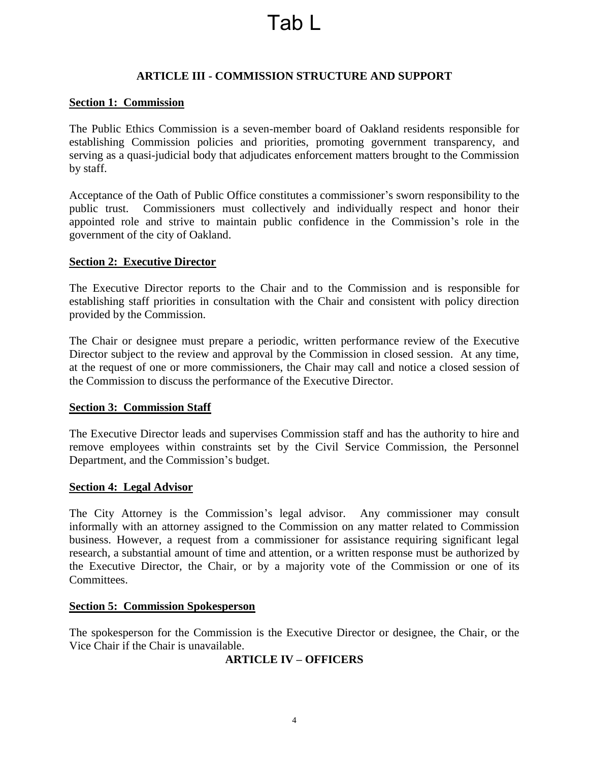# Tab L

## ARTICLE III - COMMISSION STRUCTURE AND SUPPORT

**Section 1: Commission**

The Public Ethics Commission is a seven-member board of Oakland residents responsible for establishing Commission policies and priorities, promoting government transparency, and serving as a quasi-judicial body that adjudicates enforcement matters brought to the Commission by staff.

Acceptance of the Oath of Public Office constitutes a commissioner's sworn responsibility to the public trust. Commissioners must collectively and individually respect and honor their appointed role and strive to maintain public confidence in the Commission's role in the government of the city of Oakland.

**Section 2: Executive Director**

The Executive Director reports to the Chair and to the Commission and is responsible for establishing staff priorities in consultation with the Chair and consistent with policy direction provided by the Commission.

The Chair or designee must prepare a periodic, written performance review of the Executive Director subject to the review and approval by the Commission in closed session. At any time, at the request of one or more commissioners, the Chair may call and notice a closed session of the Commission to discuss the performance of the Executive Director.

**Section 3: Commission Staff**

The Executive Director leads and supervises Commission staff and has the authority to hire and remove employees within constraints set by the Civil Service Commission, the Personnel Department, and the Commission's budget.

**Section 4: Legal Advisor**

The City Attorney is the Commission's legal advisor. Any commissioner may consult informally with an attorney assigned to the Commission on any matter related to Commission business. However, a request from a commissioner for assistance requiring significant legal research, a substantial amount of time and attention, or a written response must be authorized by the Executive Director, the Chair, or by a majority vote of the Commission or one of its Committees.

**Section 5: Commission Spokesperson**

The spokesperson for the Commission is the Executive Director or designee, the Chair, or the Vice Chair if the Chair is unavailable.

## ARTICLE IV – OFFICERS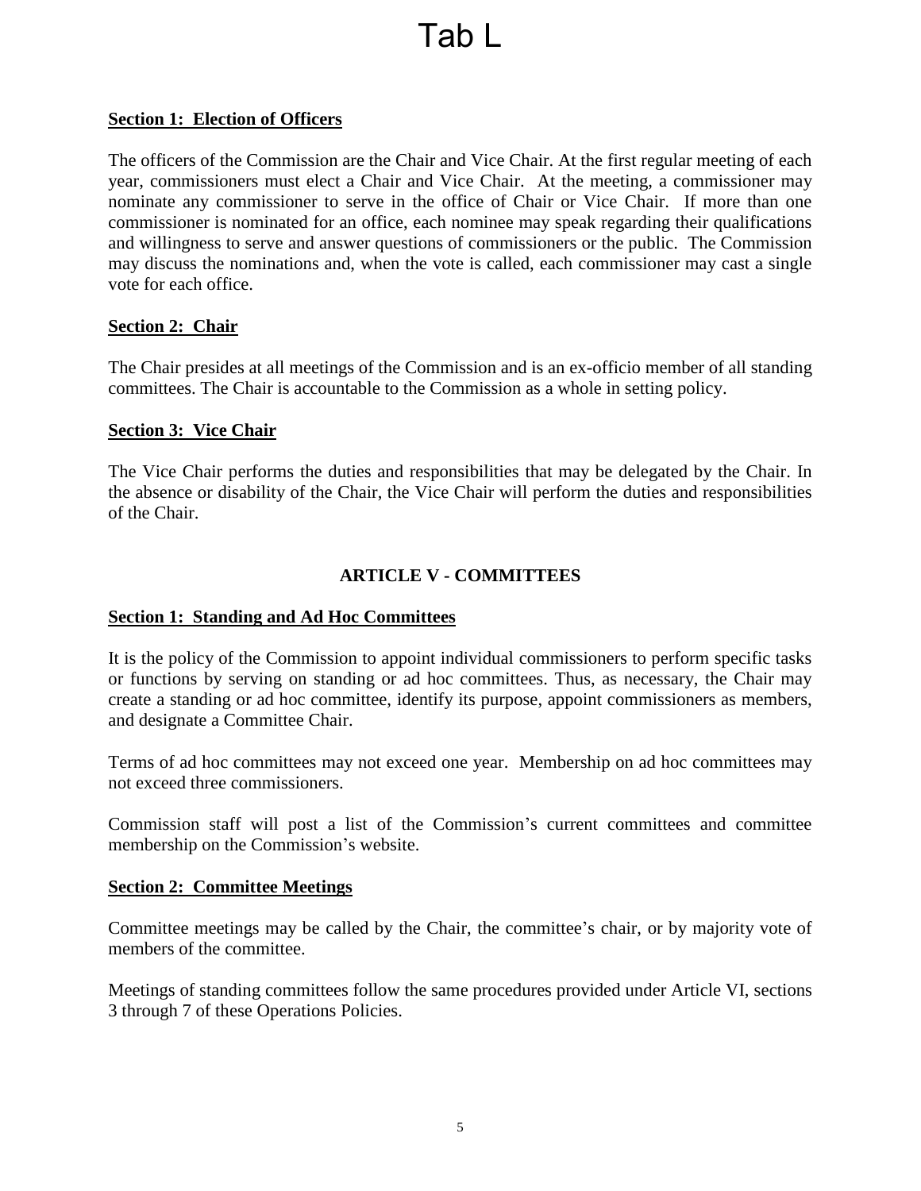# Tab L

**Section 1: Election of Officers**

The officers of the Commission are the Chair and Vice Chair. At the first regular meeting of each year, commissioners must elect a Chair and Vice Chair. At the meeting, a commissioner may nominate any commissioner to serve in the office of Chair or Vice Chair. If more than one commissioner is nominated for an office, each nominee may speak regarding their qualifications and willingness to serve and answer questions of commissioners or the public. The Commission may discuss the nominations and, when the vote is called, each commissioner may cast a single vote for each office.

**Section 2: Chair**

The Chair presides at all meetings of the Commission and is an ex-officio member of all standing committees. The Chair is accountable to the Commission as a whole in setting policy.

**Section 3: Vice Chair**

The Vice Chair performs the duties and responsibilities that may be delegated by the Chair. In the absence or disability of the Chair, the Vice Chair will perform the duties and responsibilities of the Chair.

## ARTICLE V - COMMITTEES

**Section 1: Standing and Ad Hoc Committees**

It is the policy of the Commission to appoint individual commissioners to perform specific tasks or functions by serving on standing or ad hoc committees. Thus, as necessary, the Chair may create a standing or ad hoc committee, identify its purpose, appoint commissioners as members, and designate a Committee Chair.

Terms of ad hoc committees may not exceed one year. Membership on ad hoc committees may not exceed three commissioners.

Commission staff will post a list of the Commission's current committees and committee membership on the Commission's website.

**Section 2: Committee Meetings**

Committee meetings may be called by the Chair, the committee's chair, or by majority vote of members of the committee.

Meetings of standing committees follow the same procedures provided under Article VI, sections 3 through 7 of these Operations Policies.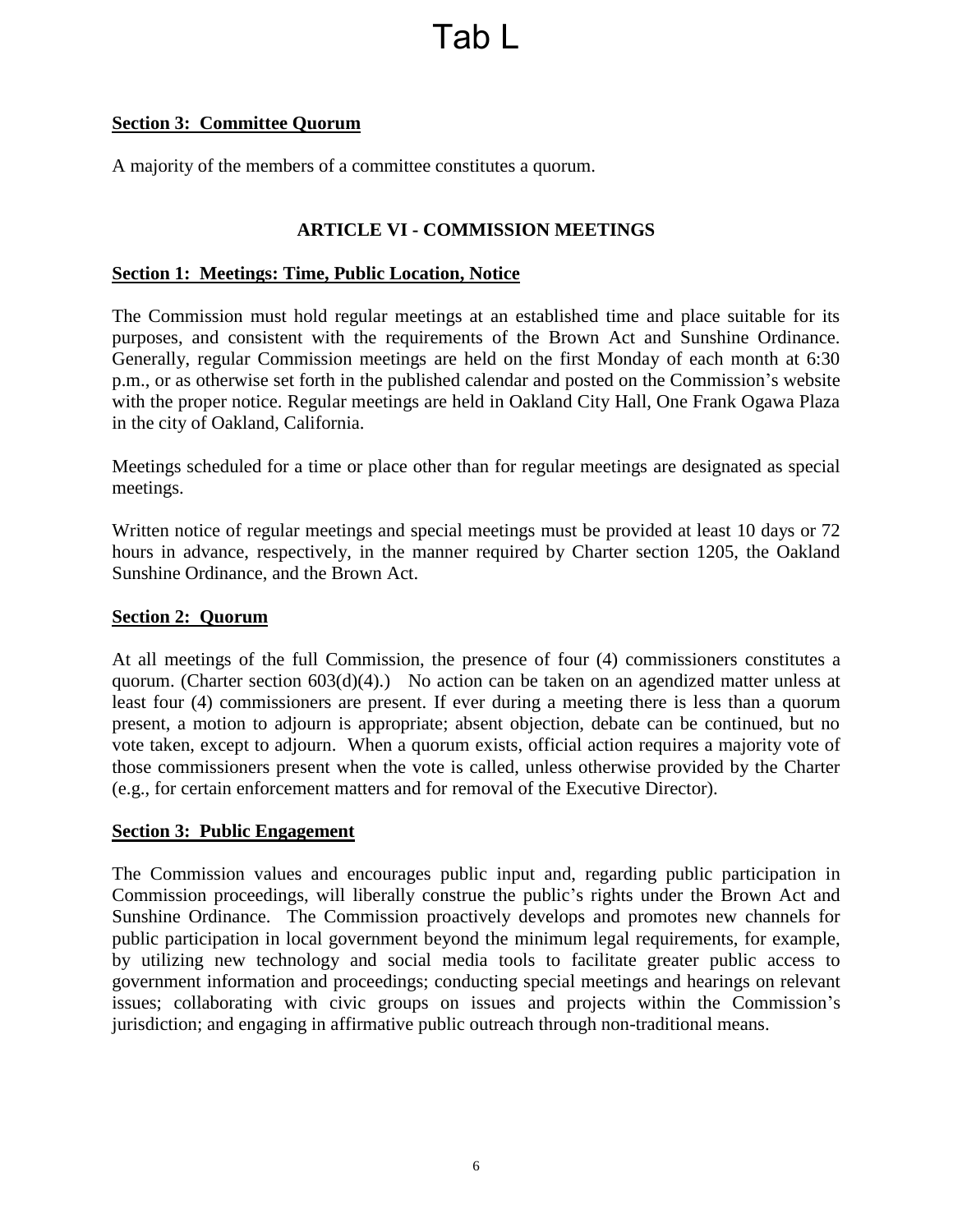Tab L

**Section 3: Committee Quorum**

A majority of the members of a committee constitutes a quorum.

## ARTICLE VI - COMMISSION MEETINGS

**Section 1: Meetings: Time, Public Location, Notice**

The Commission must hold regular meetings at an established time and place suitable for its purposes, and consistent with the requirements of the Brown Act and Sunshine Ordinance. Generally, regular Commission meetings are held on the first Monday of each month at 6:30 p.m., or as otherwise set forth in the published calendar and posted on the Commission's website with the proper notice. Regular meetings are held in Oakland City Hall, One Frank Ogawa Plaza in the city of Oakland, California.

Meetings scheduled for a time or place other than for regular meetings are designated as special meetings.

Written notice of regular meetings and special meetings must be provided at least 10 days or 72 hours in advance, respectively, in the manner required by Charter section 1205, the Oakland Sunshine Ordinance, and the Brown Act.

**Section 2: Quorum**

At all meetings of the full Commission, the presence of four (4) commissioners constitutes a quorum. (Charter section 603(d)(4).) No action can be taken on an agendized matter unless at least four (4) commissioners are present. If ever during a meeting there is less than a quorum present, a motion to adjourn is appropriate; absent objection, debate can be continued, but no vote taken, except to adjourn. When a quorum exists, official action requires a majority vote of those commissioners present when the vote is called, unless otherwise provided by the Charter (e.g., for certain enforcement matters and for removal of the Executive Director).

**Section 3: Public Engagement**

The Commission values and encourages public input and, regarding public participation in Commission proceedings, will liberally construe the public's rights under the Brown Act and Sunshine Ordinance. The Commission proactively develops and promotes new channels for public participation in local government beyond the minimum legal requirements, for example, by utilizing new technology and social media tools to facilitate greater public access to government information and proceedings; conducting special meetings and hearings on relevant issues; collaborating with civic groups on issues and projects within the Commission's jurisdiction; and engaging in affirmative public outreach through non-traditional means.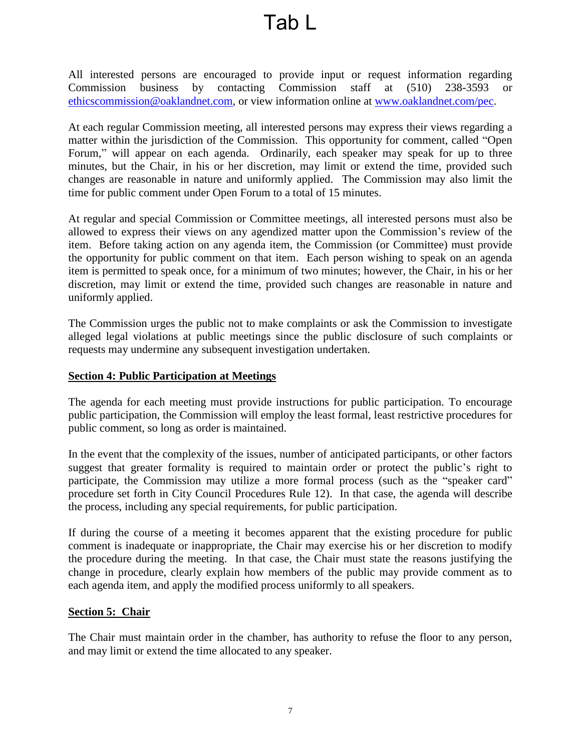# Tab L

All interested persons are encouraged to provide input or request information regarding Commission business by contacting Commission staff at (510) 238-3593 or [ethicscommission@oaklandnet.com](mailto:ethicscommission@oaklandnet.com), or view information online at [www.oaklandnet.com/pec](http://www.oaklandnet.com/pec).

At each regular Commission meeting, all interested persons may express their views regarding a matter within the jurisdiction of the Commission. This opportunity for comment, called "Open Forum," will appear on each agenda. Ordinarily, each speaker may speak for up to three minutes, but the Chair, in his or her discretion, may limit or extend the time, provided such changes are reasonable in nature and uniformly applied. The Commission may also limit the time for public comment under Open Forum to a total of 15 minutes.

At regular and special Commission or Committee meetings, all interested persons must also be allowed to express their views on any agendized matter upon the Commission's review of the item. Before taking action on any agenda item, the Commission (or Committee) must provide the opportunity for public comment on that item. Each person wishing to speak on an agenda item is permitted to speak once, for a minimum of two minutes; however, the Chair, in his or her discretion, may limit or extend the time, provided such changes are reasonable in nature and uniformly applied.

The Commission urges the public not to make complaints or ask the Commission to investigate alleged legal violations at public meetings since the public disclosure of such complaints or requests may undermine any subsequent investigation undertaken.

## Section 4: Public Participation at Meetings

The agenda for each meeting must provide instructions for public participation. To encourage public participation, the Commission will employ the least formal, least restrictive procedures for public comment, so long as order is maintained.

In the event that the complexity of the issues, number of anticipated participants, or other factors suggest that greater formality is required to maintain order or protect the public's right to participate, the Commission may utilize a more formal process (such as the "speaker card" procedure set forth in City Council Procedures Rule 12). In that case, the agenda will describe the process, including any special requirements, for public participation.

If during the course of a meeting it becomes apparent that the existing procedure for public comment is inadequate or inappropriate, the Chair may exercise his or her discretion to modify the procedure during the meeting. In that case, the Chair must state the reasons justifying the change in procedure, clearly explain how members of the public may provide comment as to each agenda item, and apply the modified process uniformly to all speakers.

## Section 5: Chair

The Chair must maintain order in the chamber, has authority to refuse the floor to any person, and may limit or extend the time allocated to any speaker.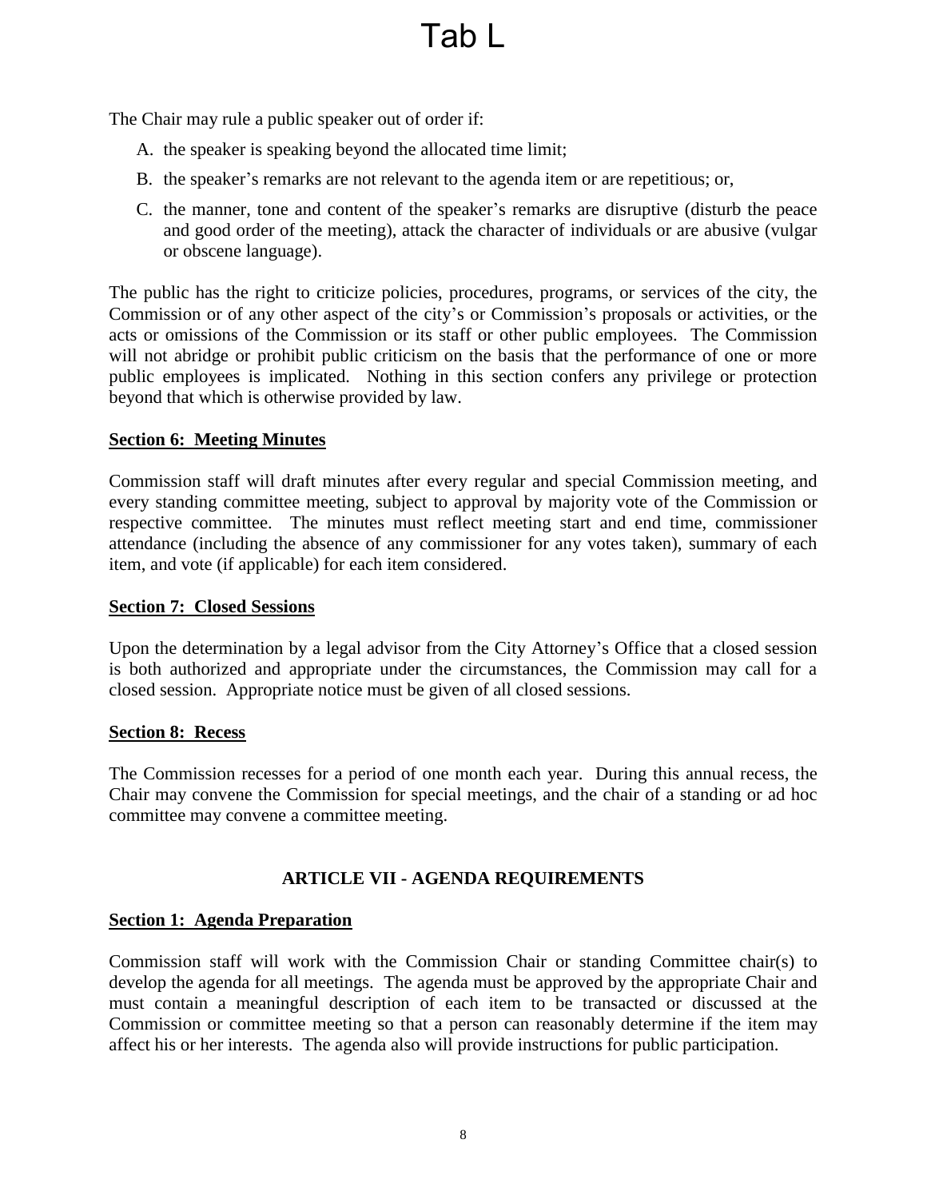The Chair may rule a public speaker out of order if:

A. the speaker is speaking beyond the allocated time limit;

B. the speaker's remarks are not relevant to the agenda item or are repetitious; or,

C. the manner, tone and content of the speaker's remarks are disruptive (disturb the peace and good order of the meeting), attack the character of individuals or are abusive (vulgar or obscene language).

The public has the right to criticize policies, procedures, programs, or services of the city, the Commission or of any other aspect of the city's or Commission's proposals or activities, or the acts or omissions of the Commission or its staff or other public employees. The Commission will not abridge or prohibit public criticism on the basis that the performance of one or more public employees is implicated. Nothing in this section confers any privilege or protection beyond that which is otherwise provided by law.

**Section 6: Meeting Minutes**

Commission staff will draft minutes after every regular and special Commission meeting, and every standing committee meeting, subject to approval by majority vote of the Commission or respective committee. The minutes must reflect meeting start and end time, commissioner attendance (including the absence of any commissioner for any votes taken), summary of each item, and vote (if applicable) for each item considered.

**Section 7: Closed Sessions**

Upon the determination by a legal advisor from the City Attorney's Office that a closed session is both authorized and appropriate under the circumstances, the Commission may call for a closed session. Appropriate notice must be given of all closed sessions.

**Section 8: Recess**

The Commission recesses for a period of one month each year. During this annual recess, the Chair may convene the Commission for special meetings, and the chair of a standing or ad hoc committee may convene a committee meeting.

## ARTICLE VII - AGENDA REQUIREMENTS

**Section 1: Agenda Preparation**

Commission staff will work with the Commission Chair or standing Committee chair(s) to develop the agenda for all meetings. The agenda must be approved by the appropriate Chair and must contain a meaningful description of each item to be transacted or discussed at the Commission or committee meeting so that a person can reasonably determine if the item may affect his or her interests. The agenda also will provide instructions for public participation.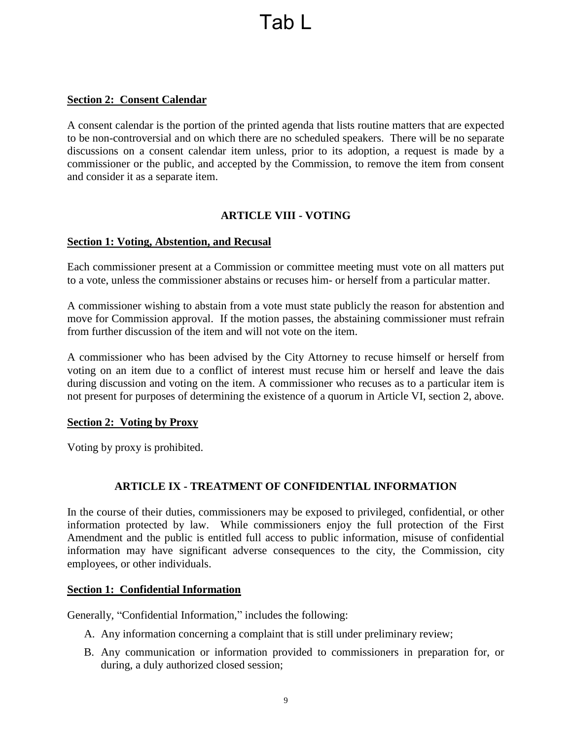Tab L

**Section 2: Consent Calendar**

A consent calendar is the portion of the printed agenda that lists routine matters that are expected to be non-controversial and on which there are no scheduled speakers. There will be no separate discussions on a consent calendar item unless, prior to its adoption, a request is made by a commissioner or the public, and accepted by the Commission, to remove the item from consent and consider it as a separate item.

## ARTICLE VIII - VOTING

**Section 1: Voting, Abstention, and Recusal**

Each commissioner present at a Commission or committee meeting must vote on all matters put to a vote, unless the commissioner abstains or recuses him- or herself from a particular matter.

A commissioner wishing to abstain from a vote must state publicly the reason for abstention and move for Commission approval. If the motion passes, the abstaining commissioner must refrain from further discussion of the item and will not vote on the item.

A commissioner who has been advised by the City Attorney to recuse himself or herself from voting on an item due to a conflict of interest must recuse him or herself and leave the dais during discussion and voting on the item. A commissioner who recuses as to a particular item is not present for purposes of determining the existence of a quorum in Article VI, section 2, above.

**Section 2: Voting by Proxy**

Voting by proxy is prohibited.

## ARTICLE IX - TREATMENT OF CONFIDENTIAL INFORMATION

In the course of their duties, commissioners may be exposed to privileged, confidential, or other information protected by law. While commissioners enjoy the full protection of the First Amendment and the public is entitled full access to public information, misuse of confidential information may have significant adverse consequences to the city, the Commission, city employees, or other individuals.

**Section 1: Confidential Information**

Generally, "Confidential Information," includes the following:

A. Any information concerning a complaint that is still under preliminary review;

B. Any communication or information provided to commissioners in preparation for, or during, a duly authorized closed session;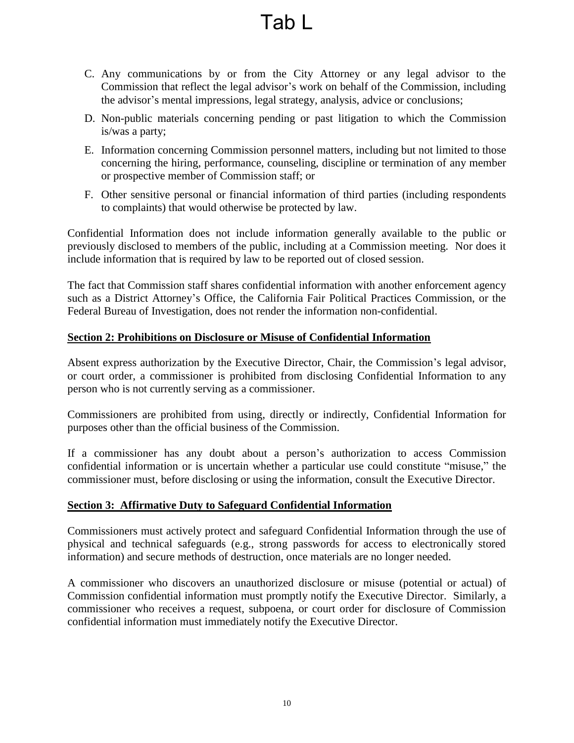C. Any communications by or from the City Attorney or any legal advisor to the Commission that reflect the legal advisor's work on behalf of the Commission, including the advisor's mental impressions, legal strategy, analysis, advice or conclusions;

D. Non-public materials concerning pending or past litigation to which the Commission is/was a party;

E. Information concerning Commission personnel matters, including but not limited to those concerning the hiring, performance, counseling, discipline or termination of any member or prospective member of Commission staff; or

F. Other sensitive personal or financial information of third parties (including respondents to complaints) that would otherwise be protected by law.

Confidential Information does not include information generally available to the public or previously disclosed to members of the public, including at a Commission meeting. Nor does it include information that is required by law to be reported out of closed session.

The fact that Commission staff shares confidential information with another enforcement agency such as a District Attorney's Office, the California Fair Political Practices Commission, or the Federal Bureau of Investigation, does not render the information non-confidential.

## Section 2: Prohibitions on Disclosure or Misuse of Confidential Information

Absent express authorization by the Executive Director, Chair, the Commission's legal advisor, or court order, a commissioner is prohibited from disclosing Confidential Information to any person who is not currently serving as a commissioner.

Commissioners are prohibited from using, directly or indirectly, Confidential Information for purposes other than the official business of the Commission.

If a commissioner has any doubt about a person's authorization to access Commission confidential information or is uncertain whether a particular use could constitute "misuse," the commissioner must, before disclosing or using the information, consult the Executive Director.

## Section 3: Affirmative Duty to Safeguard Confidential Information

Commissioners must actively protect and safeguard Confidential Information through the use of physical and technical safeguards (e.g., strong passwords for access to electronically stored information) and secure methods of destruction, once materials are no longer needed.

A commissioner who discovers an unauthorized disclosure or misuse (potential or actual) of Commission confidential information must promptly notify the Executive Director. Similarly, a commissioner who receives a request, subpoena, or court order for disclosure of Commission confidential information must immediately notify the Executive Director.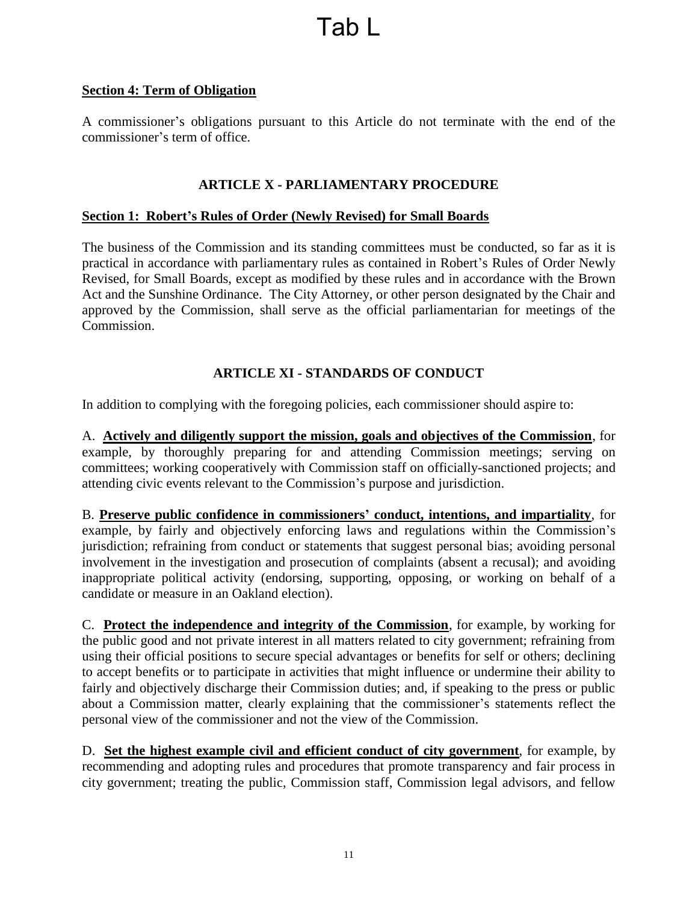# Tab L

**Section 4: Term of Obligation**

A commissioner's obligations pursuant to this Article do not terminate with the end of the commissioner's term of office.

## ARTICLE X - PARLIAMENTARY PROCEDURE

**Section 1: Robert's Rules of Order (Newly Revised) for Small Boards**

The business of the Commission and its standing committees must be conducted, so far as it is practical in accordance with parliamentary rules as contained in Robert's Rules of Order Newly Revised, for Small Boards, except as modified by these rules and in accordance with the Brown Act and the Sunshine Ordinance. The City Attorney, or other person designated by the Chair and approved by the Commission, shall serve as the official parliamentarian for meetings of the Commission.

## ARTICLE XI - STANDARDS OF CONDUCT

In addition to complying with the foregoing policies, each commissioner should aspire to:

A. **Actively and diligently support the mission, goals and objectives of the Commission**, for example, by thoroughly preparing for and attending Commission meetings; serving on committees; working cooperatively with Commission staff on officially-sanctioned projects; and attending civic events relevant to the Commission's purpose and jurisdiction.

B. **Preserve public confidence in commissioners' conduct, intentions, and impartiality**, for example, by fairly and objectively enforcing laws and regulations within the Commission's jurisdiction; refraining from conduct or statements that suggest personal bias; avoiding personal involvement in the investigation and prosecution of complaints (absent a recusal); and avoiding inappropriate political activity (endorsing, supporting, opposing, or working on behalf of a candidate or measure in an Oakland election).

C. **Protect the independence and integrity of the Commission**, for example, by working for the public good and not private interest in all matters related to city government; refraining from using their official positions to secure special advantages or benefits for self or others; declining to accept benefits or to participate in activities that might influence or undermine their ability to fairly and objectively discharge their Commission duties; and, if speaking to the press or public about a Commission matter, clearly explaining that the commissioner's statements reflect the personal view of the commissioner and not the view of the Commission.

D. **Set the highest example civil and efficient conduct of city government**, for example, by recommending and adopting rules and procedures that promote transparency and fair process in city government; treating the public, Commission staff, Commission legal advisors, and fellow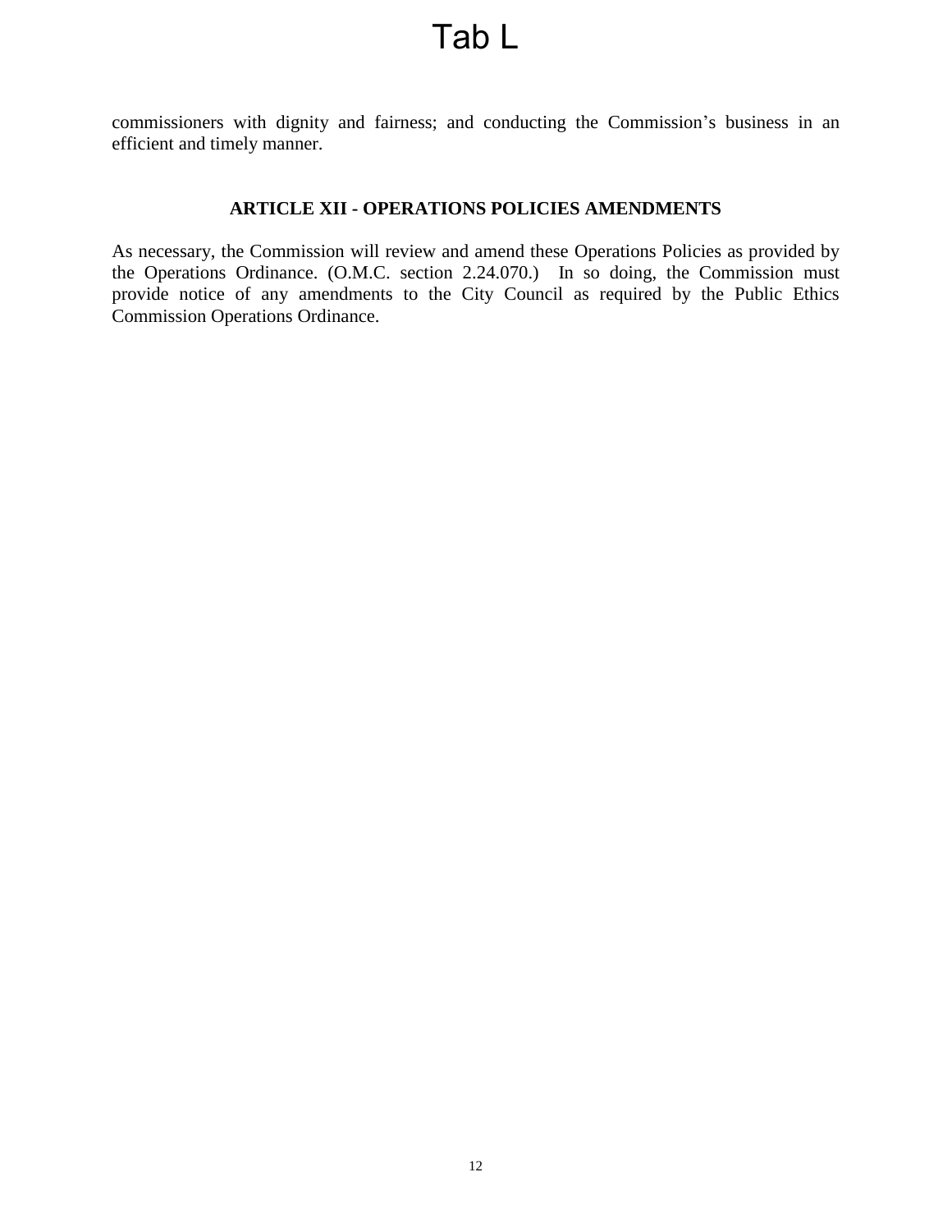commissioners with dignity and fairness; and conducting the Commission's business in an efficient and timely manner.

## ARTICLE XII - OPERATIONS POLICIES AMENDMENTS

As necessary, the Commission will review and amend these Operations Policies as provided by the Operations Ordinance. (O.M.C. section 2.24.070.) In so doing, the Commission must provide notice of any amendments to the City Council as required by the Public Ethics Commission Operations Ordinance.